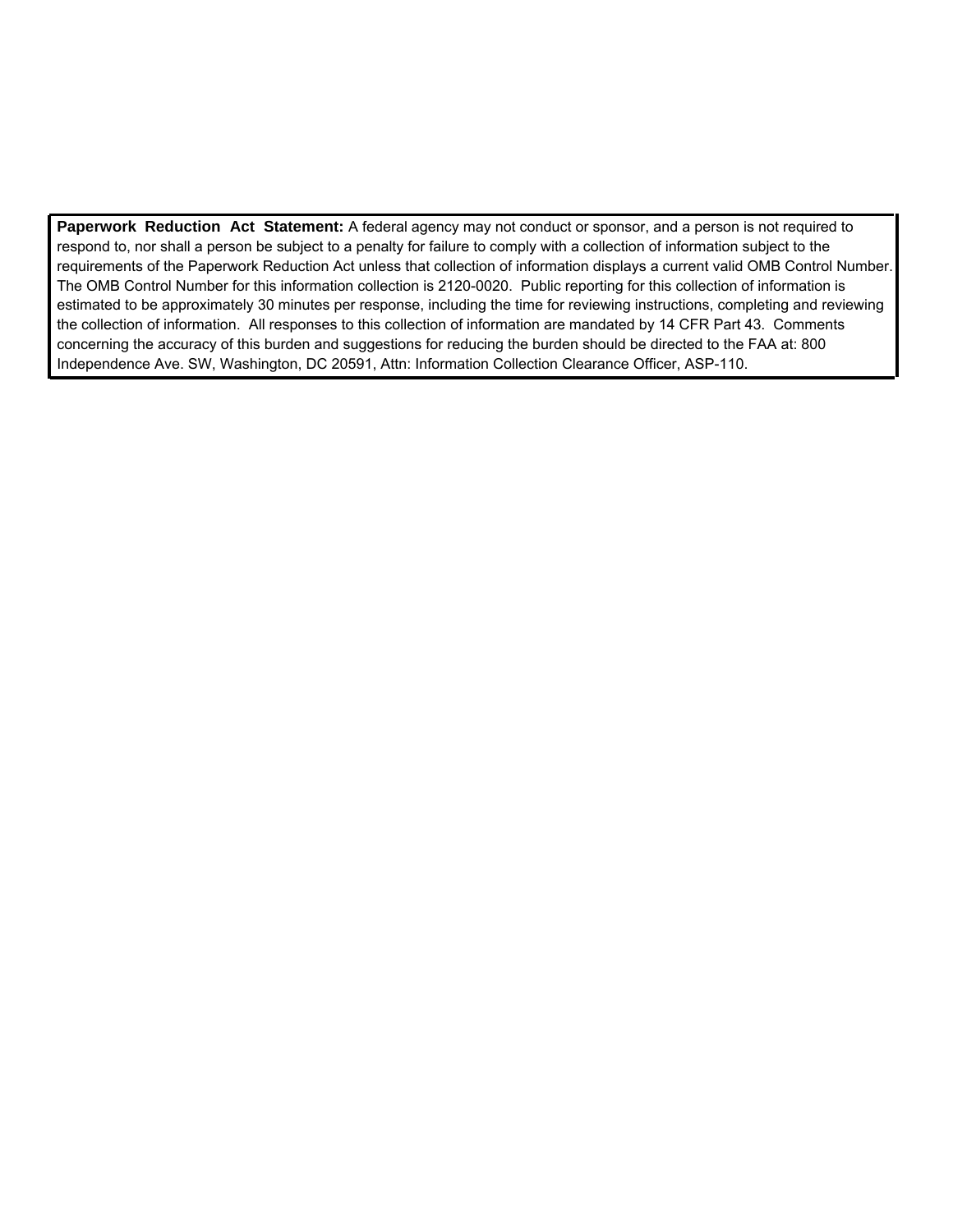**Paperwork Reduction Act Statement:** A federal agency may not conduct or sponsor, and a person is not required to respond to, nor shall a person be subject to a penalty for failure to comply with a collection of information subject to the requirements of the Paperwork Reduction Act unless that collection of information displays a current valid OMB Control Number. The OMB Control Number for this information collection is 2120-0020. Public reporting for this collection of information is estimated to be approximately 30 minutes per response, including the time for reviewing instructions, completing and reviewing the collection of information. All responses to this collection of information are mandated by 14 CFR Part 43. Comments concerning the accuracy of this burden and suggestions for reducing the burden should be directed to the FAA at: 800 Independence Ave. SW, Washington, DC 20591, Attn: Information Collection Clearance Officer, ASP-110.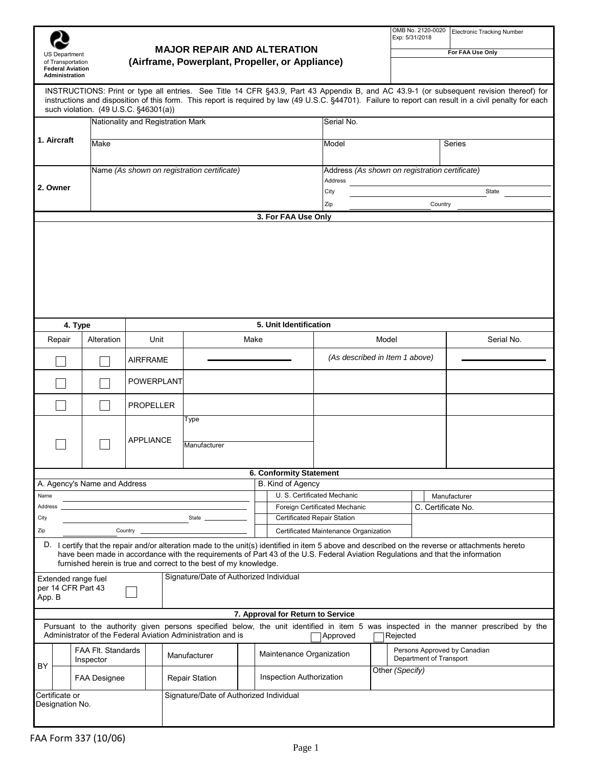US Department of Transportation
**Federal Aviation Administration**

# MAJOR REPAIR AND ALTERATION
## (Airframe, Powerplant, Propeller, or Appliance)

| OMB No. 2120-0020 Exp: 5/31/2018 | Electronic Tracking Number |
|---|---|
| | **For FAA Use Only** |

INSTRUCTIONS: Print or type all entries. See Title 14 CFR §43.9, Part 43 Appendix B, and AC 43.9-1 (or subsequent revision thereof) for instructions and disposition of this form. This report is required by law (49 U.S.C. §44701). Failure to report can result in a civil penalty for each such violation. (49 U.S.C. §46301(a))

| | | | |
|---|---|---|---|
| **1. Aircraft** | Nationality and Registration Mark | Serial No. | |
| | Make | Model | Series |
| **2. Owner** | Name *(As shown on registration certificate)* | Address *(As shown on registration certificate)* Address ___ City ___ State ___ Zip ___ Country ___ | |

**3. For FAA Use Only**

| 4. Type | | 5. Unit Identification | | | |
|---|---|---|---|---|---|
| Repair | Alteration | Unit | Make | Model | Serial No. |
| ☐ | ☐ | AIRFRAME | ——— | *(As described in Item 1 above)* | ——— |
| ☐ | ☐ | POWERPLANT | | | |
| ☐ | ☐ | PROPELLER | | | |
| ☐ | ☐ | APPLIANCE | Type / Manufacturer | | |

**6. Conformity Statement**

| A. Agency's Name and Address | B. Kind of Agency | |
|---|---|---|
| Name | ☐ U. S. Certificated Mechanic | ☐ Manufacturer |
| Address | ☐ Foreign Certificated Mechanic | C. Certificate No. |
| City ___ State ___ | ☐ Certificated Repair Station | |
| Zip ___ Country ___ | ☐ Certificated Maintenance Organization | |

D. I certify that the repair and/or alteration made to the unit(s) identified in item 5 above and described on the reverse or attachments hereto have been made in accordance with the requirements of Part 43 of the U.S. Federal Aviation Regulations and that the information furnished herein is true and correct to the best of my knowledge.

| Extended range fuel per 14 CFR Part 43 App. B ☐ | Signature/Date of Authorized Individual |
|---|---|

**7. Approval for Return to Service**

Pursuant to the authority given persons specified below, the unit identified in item 5 was inspected in the manner prescribed by the Administrator of the Federal Aviation Administration and is ☐ Approved ☐ Rejected

| BY | | | | |
|---|---|---|---|---|
| | ☐ FAA Flt. Standards Inspector | ☐ Manufacturer | ☐ Maintenance Organization | ☐ Persons Approved by Canadian Department of Transport |
| | ☐ FAA Designee | ☐ Repair Station | ☐ Inspection Authorization | Other *(Specify)* |

| Certificate or Designation No. | Signature/Date of Authorized Individual |
|---|---|

FAA Form 337 (10/06)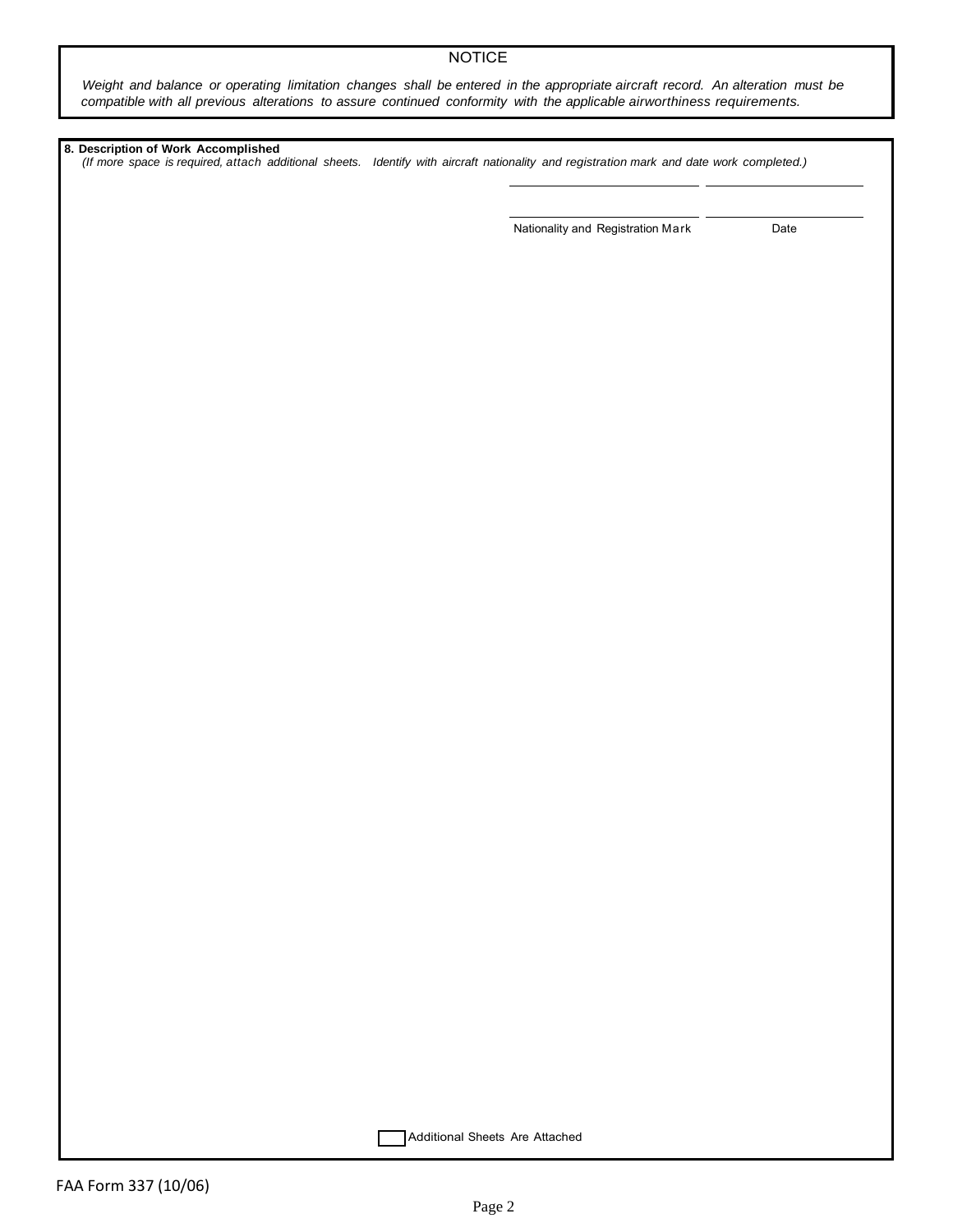NOTICE

*Weight and balance or operating limitation changes shall be entered in the appropriate aircraft record. An alteration must be compatible with all previous alterations to assure continued conformity with the applicable airworthiness requirements.*

**8. Description of Work Accomplished**

*(If more space is required, attach additional sheets. Identify with aircraft nationality and registration mark and date work completed.)*

| Nationality and Registration Mark | Date |
| --- | --- |
| | |

☐ Additional Sheets Are Attached

FAA Form 337 (10/06)